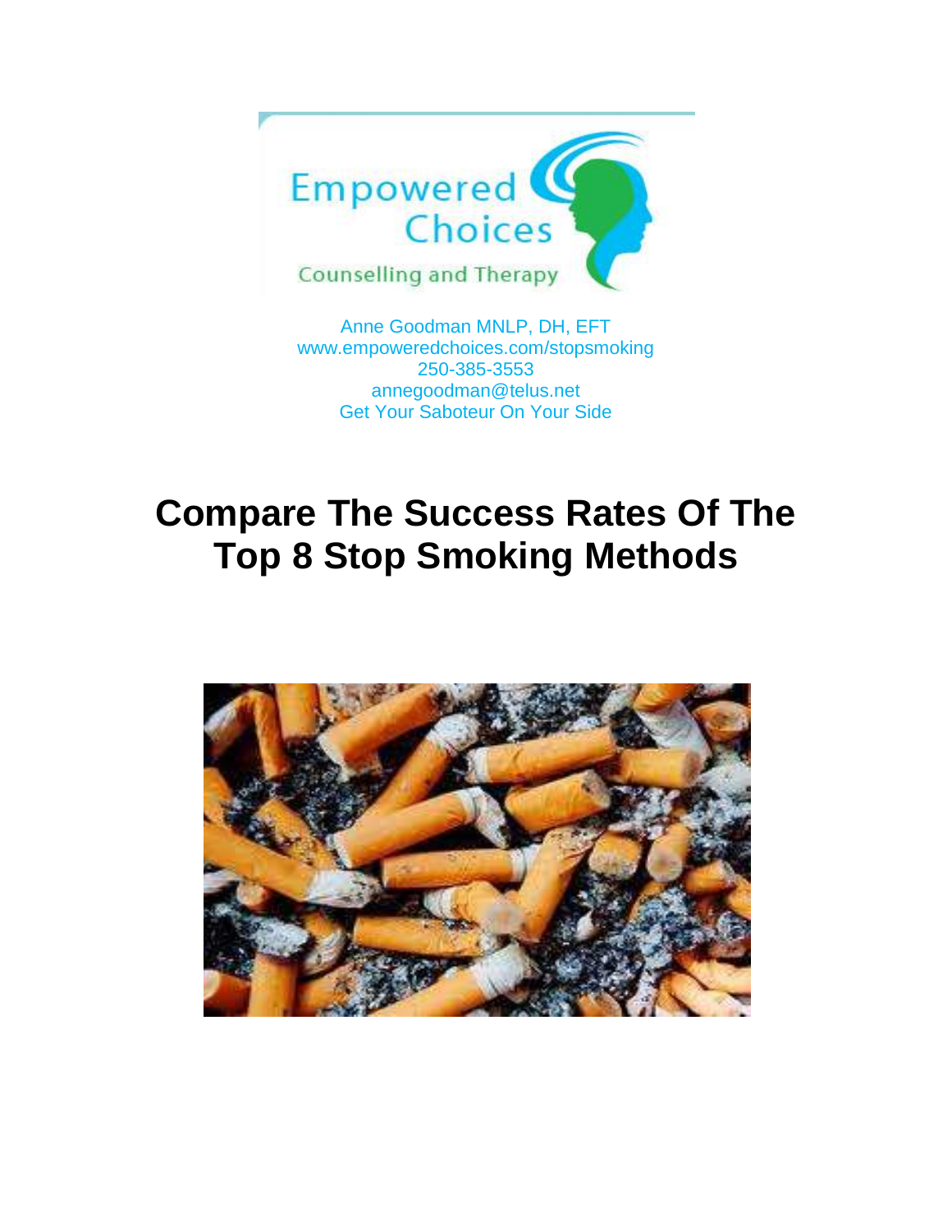Anne Goodman MNLP, DH, EFT
www.empoweredchoices.com/stopsmoking
250-385-3553
annegoodman@telus.net
Get Your Saboteur On Your Side

# Compare The Success Rates Of The Top 8 Stop Smoking Methods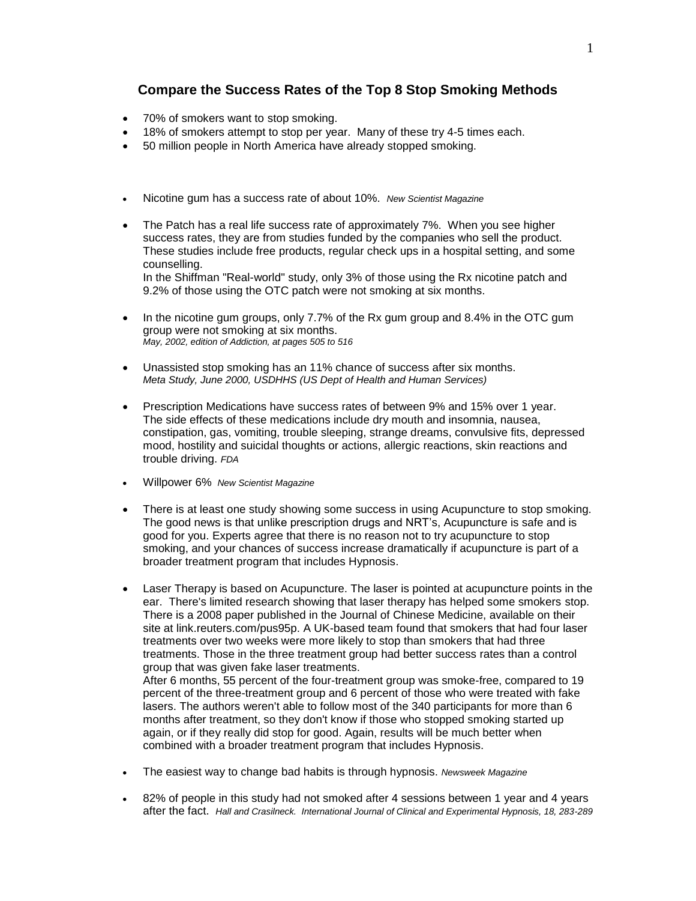## Compare the Success Rates of the Top 8 Stop Smoking Methods

- 70% of smokers want to stop smoking.
- 18% of smokers attempt to stop per year. Many of these try 4-5 times each.
- 50 million people in North America have already stopped smoking.

- Nicotine gum has a success rate of about 10%. *New Scientist Magazine*
- The Patch has a real life success rate of approximately 7%. When you see higher success rates, they are from studies funded by the companies who sell the product. These studies include free products, regular check ups in a hospital setting, and some counselling.
  In the Shiffman "Real-world" study, only 3% of those using the Rx nicotine patch and 9.2% of those using the OTC patch were not smoking at six months.
- In the nicotine gum groups, only 7.7% of the Rx gum group and 8.4% in the OTC gum group were not smoking at six months.
  *May, 2002, edition of Addiction, at pages 505 to 516*
- Unassisted stop smoking has an 11% chance of success after six months.
  *Meta Study, June 2000, USDHHS (US Dept of Health and Human Services)*
- Prescription Medications have success rates of between 9% and 15% over 1 year.
  The side effects of these medications include dry mouth and insomnia, nausea, constipation, gas, vomiting, trouble sleeping, strange dreams, convulsive fits, depressed mood, hostility and suicidal thoughts or actions, allergic reactions, skin reactions and trouble driving. *FDA*
- Willpower 6% *New Scientist Magazine*
- There is at least one study showing some success in using Acupuncture to stop smoking. The good news is that unlike prescription drugs and NRT's, Acupuncture is safe and is good for you. Experts agree that there is no reason not to try acupuncture to stop smoking, and your chances of success increase dramatically if acupuncture is part of a broader treatment program that includes Hypnosis.
- Laser Therapy is based on Acupuncture. The laser is pointed at acupuncture points in the ear. There's limited research showing that laser therapy has helped some smokers stop. There is a 2008 paper published in the Journal of Chinese Medicine, available on their site at link.reuters.com/pus95p. A UK-based team found that smokers that had four laser treatments over two weeks were more likely to stop than smokers that had three treatments. Those in the three treatment group had better success rates than a control group that was given fake laser treatments.
  After 6 months, 55 percent of the four-treatment group was smoke-free, compared to 19 percent of the three-treatment group and 6 percent of those who were treated with fake lasers. The authors weren't able to follow most of the 340 participants for more than 6 months after treatment, so they don't know if those who stopped smoking started up again, or if they really did stop for good. Again, results will be much better when combined with a broader treatment program that includes Hypnosis.
- The easiest way to change bad habits is through hypnosis. *Newsweek Magazine*
- 82% of people in this study had not smoked after 4 sessions between 1 year and 4 years after the fact. *Hall and Crasilneck. International Journal of Clinical and Experimental Hypnosis, 18, 283-289*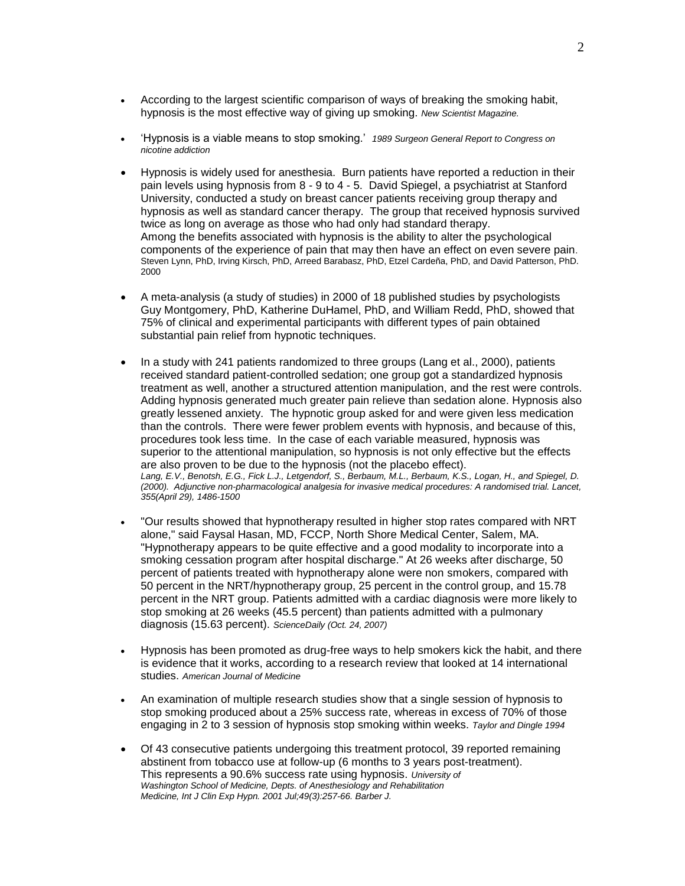- According to the largest scientific comparison of ways of breaking the smoking habit, hypnosis is the most effective way of giving up smoking. *New Scientist Magazine.*

- 'Hypnosis is a viable means to stop smoking.' *1989 Surgeon General Report to Congress on nicotine addiction*

- Hypnosis is widely used for anesthesia. Burn patients have reported a reduction in their pain levels using hypnosis from 8 - 9 to 4 - 5. David Spiegel, a psychiatrist at Stanford University, conducted a study on breast cancer patients receiving group therapy and hypnosis as well as standard cancer therapy. The group that received hypnosis survived twice as long on average as those who had only had standard therapy.
  Among the benefits associated with hypnosis is the ability to alter the psychological components of the experience of pain that may then have an effect on even severe pain. Steven Lynn, PhD, Irving Kirsch, PhD, Arreed Barabasz, PhD, Etzel Cardeña, PhD, and David Patterson, PhD. 2000

- A meta-analysis (a study of studies) in 2000 of 18 published studies by psychologists Guy Montgomery, PhD, Katherine DuHamel, PhD, and William Redd, PhD, showed that 75% of clinical and experimental participants with different types of pain obtained substantial pain relief from hypnotic techniques.

- In a study with 241 patients randomized to three groups (Lang et al., 2000), patients received standard patient-controlled sedation; one group got a standardized hypnosis treatment as well, another a structured attention manipulation, and the rest were controls. Adding hypnosis generated much greater pain relieve than sedation alone. Hypnosis also greatly lessened anxiety. The hypnotic group asked for and were given less medication than the controls. There were fewer problem events with hypnosis, and because of this, procedures took less time. In the case of each variable measured, hypnosis was superior to the attentional manipulation, so hypnosis is not only effective but the effects are also proven to be due to the hypnosis (not the placebo effect).
  *Lang, E.V., Benotsh, E.G., Fick L.J., Letgendorf, S., Berbaum, M.L., Berbaum, K.S., Logan, H., and Spiegel, D. (2000). Adjunctive non-pharmacological analgesia for invasive medical procedures: A randomised trial. Lancet, 355(April 29), 1486-1500*

- "Our results showed that hypnotherapy resulted in higher stop rates compared with NRT alone," said Faysal Hasan, MD, FCCP, North Shore Medical Center, Salem, MA. "Hypnotherapy appears to be quite effective and a good modality to incorporate into a smoking cessation program after hospital discharge." At 26 weeks after discharge, 50 percent of patients treated with hypnotherapy alone were non smokers, compared with 50 percent in the NRT/hypnotherapy group, 25 percent in the control group, and 15.78 percent in the NRT group. Patients admitted with a cardiac diagnosis were more likely to stop smoking at 26 weeks (45.5 percent) than patients admitted with a pulmonary diagnosis (15.63 percent). *ScienceDaily (Oct. 24, 2007)*

- Hypnosis has been promoted as drug-free ways to help smokers kick the habit, and there is evidence that it works, according to a research review that looked at 14 international studies. *American Journal of Medicine*

- An examination of multiple research studies show that a single session of hypnosis to stop smoking produced about a 25% success rate, whereas in excess of 70% of those engaging in 2 to 3 session of hypnosis stop smoking within weeks. *Taylor and Dingle 1994*

- Of 43 consecutive patients undergoing this treatment protocol, 39 reported remaining abstinent from tobacco use at follow-up (6 months to 3 years post-treatment). This represents a 90.6% success rate using hypnosis. *University of Washington School of Medicine, Depts. of Anesthesiology and Rehabilitation Medicine, Int J Clin Exp Hypn. 2001 Jul;49(3):257-66. Barber J.*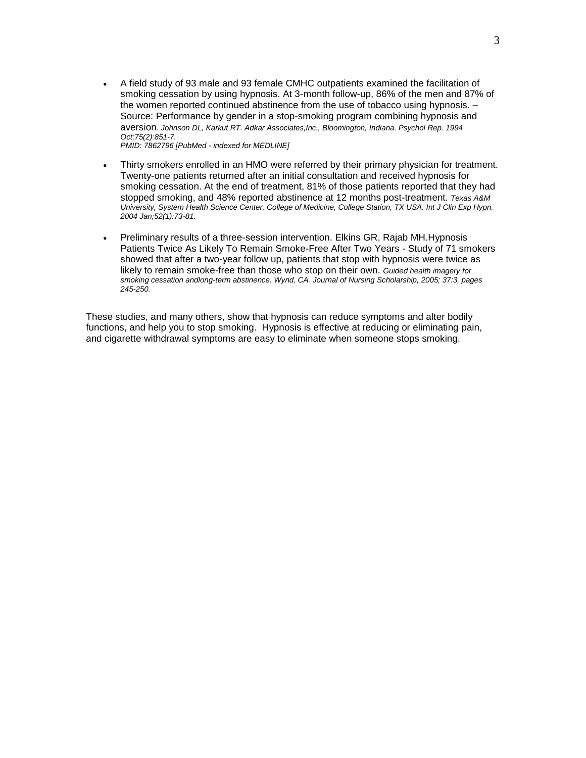- A field study of 93 male and 93 female CMHC outpatients examined the facilitation of smoking cessation by using hypnosis. At 3-month follow-up, 86% of the men and 87% of the women reported continued abstinence from the use of tobacco using hypnosis. – Source: Performance by gender in a stop-smoking program combining hypnosis and aversion. *Johnson DL, Karkut RT. Adkar Associates,Inc., Bloomington, Indiana. Psychol Rep. 1994 Oct;75(2):851-7.*
  *PMID: 7862796 [PubMed - indexed for MEDLINE]*

- Thirty smokers enrolled in an HMO were referred by their primary physician for treatment. Twenty-one patients returned after an initial consultation and received hypnosis for smoking cessation. At the end of treatment, 81% of those patients reported that they had stopped smoking, and 48% reported abstinence at 12 months post-treatment. *Texas A&M University, System Health Science Center, College of Medicine, College Station, TX USA. Int J Clin Exp Hypn. 2004 Jan;52(1):73-81.*

- Preliminary results of a three-session intervention. Elkins GR, Rajab MH.Hypnosis Patients Twice As Likely To Remain Smoke-Free After Two Years - Study of 71 smokers showed that after a two-year follow up, patients that stop with hypnosis were twice as likely to remain smoke-free than those who stop on their own. *Guided health imagery for smoking cessation andlong-term abstinence. Wynd, CA. Journal of Nursing Scholarship, 2005; 37:3, pages 245-250.*

These studies, and many others, show that hypnosis can reduce symptoms and alter bodily functions, and help you to stop smoking. Hypnosis is effective at reducing or eliminating pain, and cigarette withdrawal symptoms are easy to eliminate when someone stops smoking.